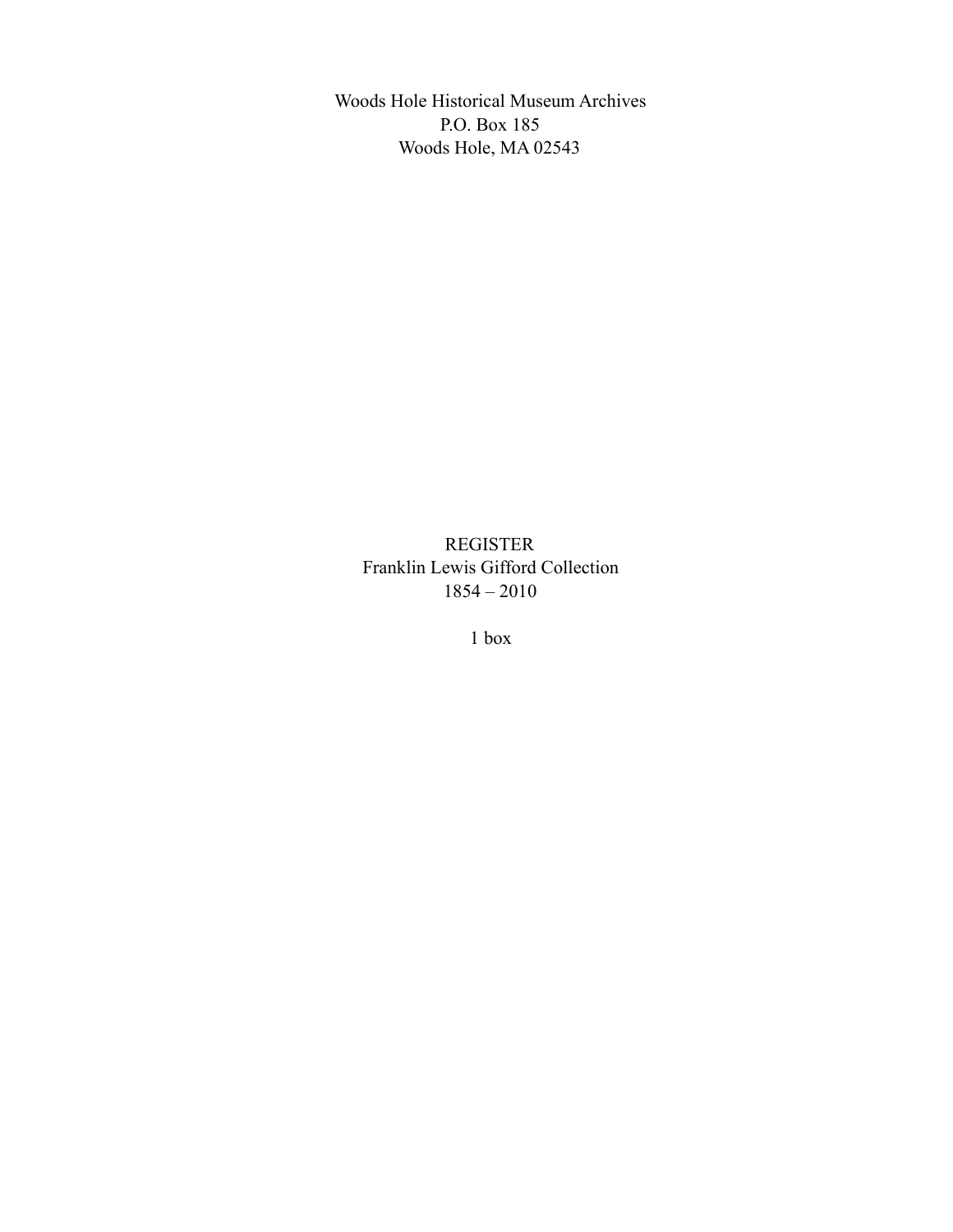Woods Hole Historical Museum Archives
P.O. Box 185
Woods Hole, MA 02543

# REGISTER
# Franklin Lewis Gifford Collection
# 1854 – 2010

1 box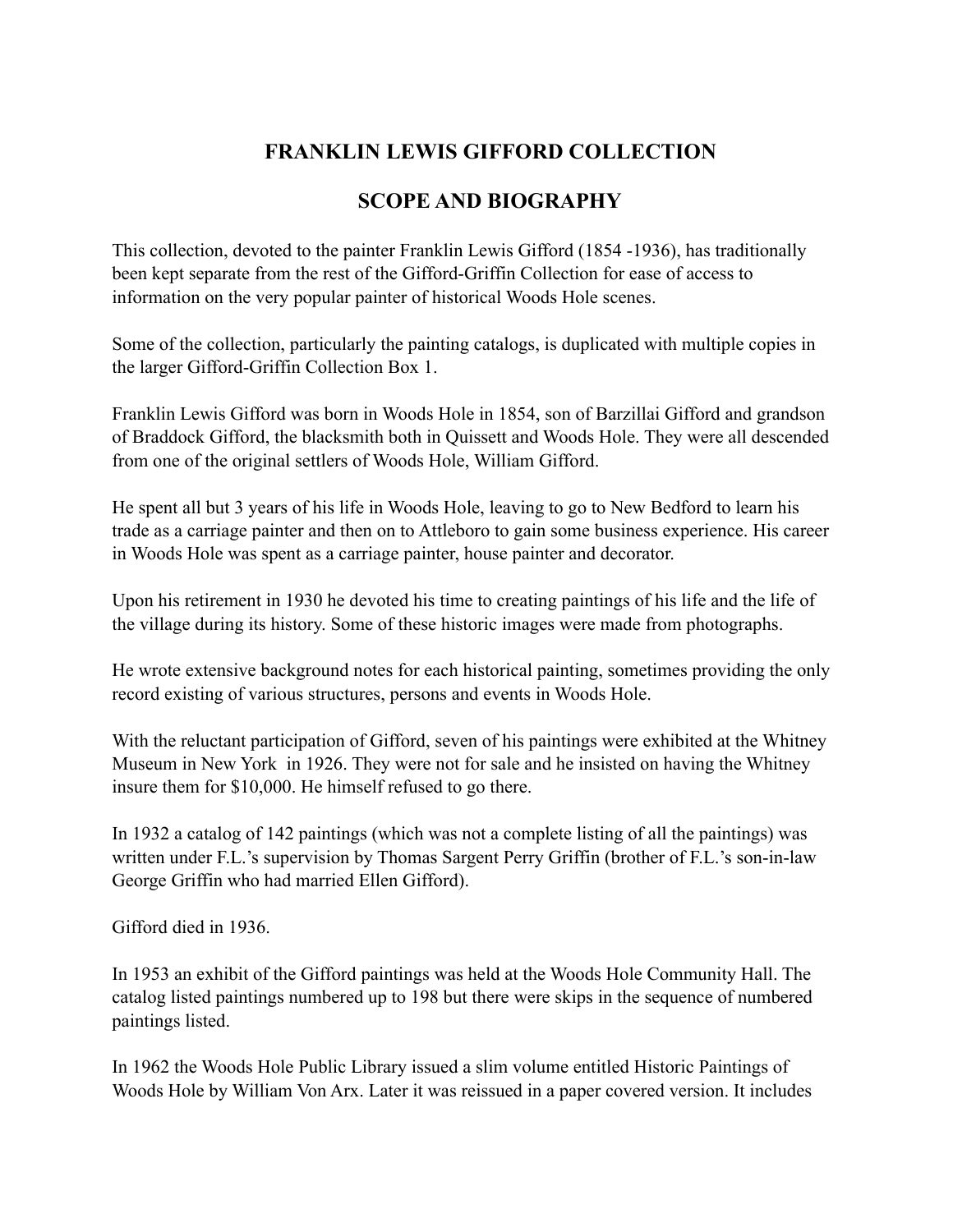# FRANKLIN LEWIS GIFFORD COLLECTION

## SCOPE AND BIOGRAPHY

This collection, devoted to the painter Franklin Lewis Gifford (1854 -1936), has traditionally been kept separate from the rest of the Gifford-Griffin Collection for ease of access to information on the very popular painter of historical Woods Hole scenes.

Some of the collection, particularly the painting catalogs, is duplicated with multiple copies in the larger Gifford-Griffin Collection Box 1.

Franklin Lewis Gifford was born in Woods Hole in 1854, son of Barzillai Gifford and grandson of Braddock Gifford, the blacksmith both in Quissett and Woods Hole. They were all descended from one of the original settlers of Woods Hole, William Gifford.

He spent all but 3 years of his life in Woods Hole, leaving to go to New Bedford to learn his trade as a carriage painter and then on to Attleboro to gain some business experience. His career in Woods Hole was spent as a carriage painter, house painter and decorator.

Upon his retirement in 1930 he devoted his time to creating paintings of his life and the life of the village during its history. Some of these historic images were made from photographs.

He wrote extensive background notes for each historical painting, sometimes providing the only record existing of various structures, persons and events in Woods Hole.

With the reluctant participation of Gifford, seven of his paintings were exhibited at the Whitney Museum in New York in 1926. They were not for sale and he insisted on having the Whitney insure them for $10,000. He himself refused to go there.

In 1932 a catalog of 142 paintings (which was not a complete listing of all the paintings) was written under F.L.'s supervision by Thomas Sargent Perry Griffin (brother of F.L.'s son-in-law George Griffin who had married Ellen Gifford).

Gifford died in 1936.

In 1953 an exhibit of the Gifford paintings was held at the Woods Hole Community Hall. The catalog listed paintings numbered up to 198 but there were skips in the sequence of numbered paintings listed.

In 1962 the Woods Hole Public Library issued a slim volume entitled Historic Paintings of Woods Hole by William Von Arx. Later it was reissued in a paper covered version. It includes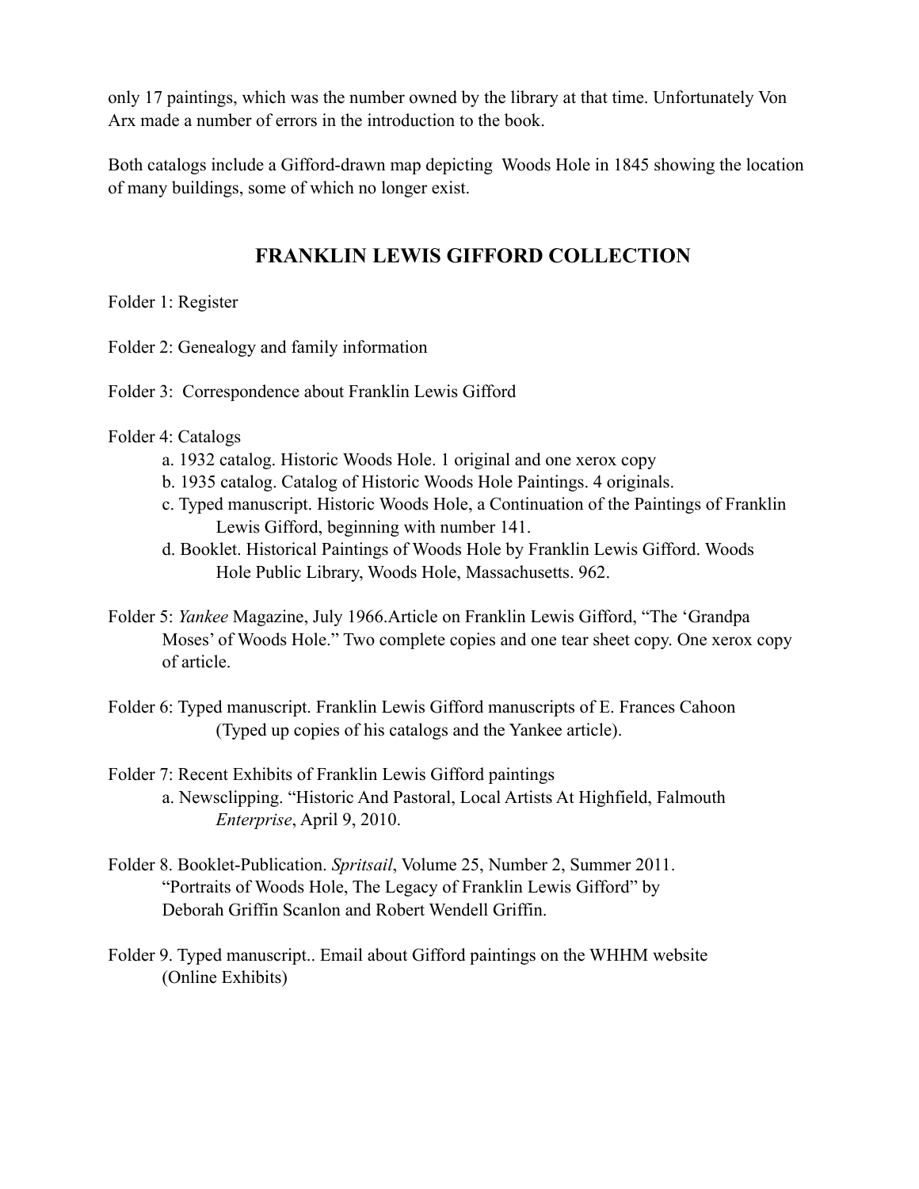only 17 paintings, which was the number owned by the library at that time. Unfortunately Von Arx made a number of errors in the introduction to the book.

Both catalogs include a Gifford-drawn map depicting Woods Hole in 1845 showing the location of many buildings, some of which no longer exist.

## FRANKLIN LEWIS GIFFORD COLLECTION

Folder 1: Register

Folder 2: Genealogy and family information

Folder 3: Correspondence about Franklin Lewis Gifford

Folder 4: Catalogs
- a. 1932 catalog. Historic Woods Hole. 1 original and one xerox copy
- b. 1935 catalog. Catalog of Historic Woods Hole Paintings. 4 originals.
- c. Typed manuscript. Historic Woods Hole, a Continuation of the Paintings of Franklin Lewis Gifford, beginning with number 141.
- d. Booklet. Historical Paintings of Woods Hole by Franklin Lewis Gifford. Woods Hole Public Library, Woods Hole, Massachusetts. 962.

Folder 5: *Yankee* Magazine, July 1966.Article on Franklin Lewis Gifford, "The 'Grandpa Moses' of Woods Hole." Two complete copies and one tear sheet copy. One xerox copy of article.

Folder 6: Typed manuscript. Franklin Lewis Gifford manuscripts of E. Frances Cahoon (Typed up copies of his catalogs and the Yankee article).

Folder 7: Recent Exhibits of Franklin Lewis Gifford paintings
- a. Newsclipping. "Historic And Pastoral, Local Artists At Highfield, Falmouth *Enterprise*, April 9, 2010.

Folder 8. Booklet-Publication. *Spritsail*, Volume 25, Number 2, Summer 2011. "Portraits of Woods Hole, The Legacy of Franklin Lewis Gifford" by Deborah Griffin Scanlon and Robert Wendell Griffin.

Folder 9. Typed manuscript.. Email about Gifford paintings on the WHHM website (Online Exhibits)